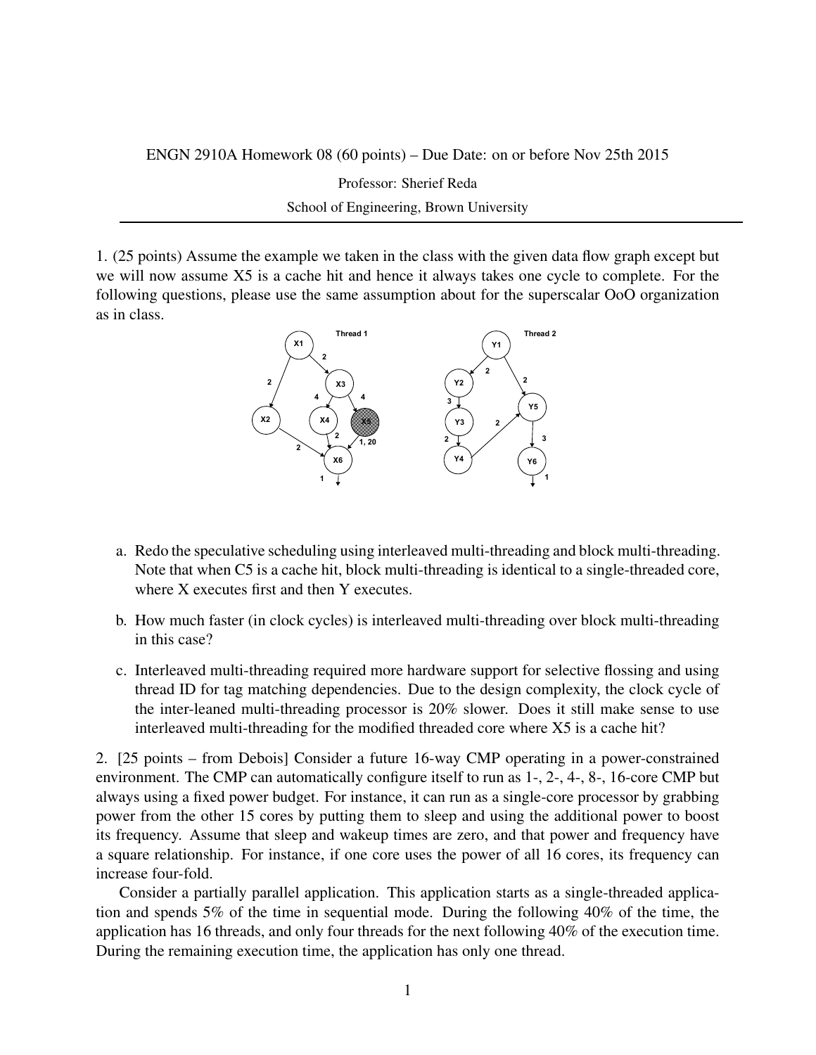ENGN 2910A Homework 08 (60 points) – Due Date: on or before Nov 25th 2015

Professor: Sherief Reda

School of Engineering, Brown University

---

1. (25 points) Assume the example we taken in the class with the given data flow graph except but we will now assume X5 is a cache hit and hence it always takes one cycle to complete. For the following questions, please use the same assumption about for the superscalar OoO organization as in class.

   a. Redo the speculative scheduling using interleaved multi-threading and block multi-threading. Note that when C5 is a cache hit, block multi-threading is identical to a single-threaded core, where X executes first and then Y executes.

   b. How much faster (in clock cycles) is interleaved multi-threading over block multi-threading in this case?

   c. Interleaved multi-threading required more hardware support for selective flossing and using thread ID for tag matching dependencies. Due to the design complexity, the clock cycle of the inter-leaned multi-threading processor is 20% slower. Does it still make sense to use interleaved multi-threading for the modified threaded core where X5 is a cache hit?

2. [25 points – from Debois] Consider a future 16-way CMP operating in a power-constrained environment. The CMP can automatically configure itself to run as 1-, 2-, 4-, 8-, 16-core CMP but always using a fixed power budget. For instance, it can run as a single-core processor by grabbing power from the other 15 cores by putting them to sleep and using the additional power to boost its frequency. Assume that sleep and wakeup times are zero, and that power and frequency have a square relationship. For instance, if one core uses the power of all 16 cores, its frequency can increase four-fold.

   Consider a partially parallel application. This application starts as a single-threaded application and spends 5% of the time in sequential mode. During the following 40% of the time, the application has 16 threads, and only four threads for the next following 40% of the execution time. During the remaining execution time, the application has only one thread.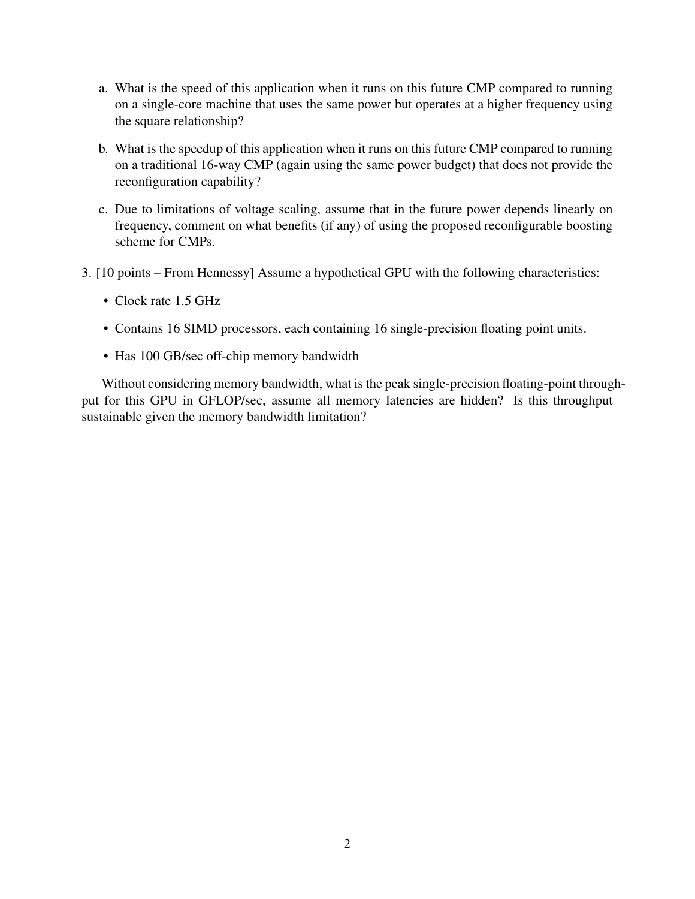a. What is the speed of this application when it runs on this future CMP compared to running on a single-core machine that uses the same power but operates at a higher frequency using the square relationship?

b. What is the speedup of this application when it runs on this future CMP compared to running on a traditional 16-way CMP (again using the same power budget) that does not provide the reconfiguration capability?

c. Due to limitations of voltage scaling, assume that in the future power depends linearly on frequency, comment on what benefits (if any) of using the proposed reconfigurable boosting scheme for CMPs.

3. [10 points – From Hennessy] Assume a hypothetical GPU with the following characteristics:

- Clock rate 1.5 GHz
- Contains 16 SIMD processors, each containing 16 single-precision floating point units.
- Has 100 GB/sec off-chip memory bandwidth

Without considering memory bandwidth, what is the peak single-precision floating-point throughput for this GPU in GFLOP/sec, assume all memory latencies are hidden? Is this throughput sustainable given the memory bandwidth limitation?